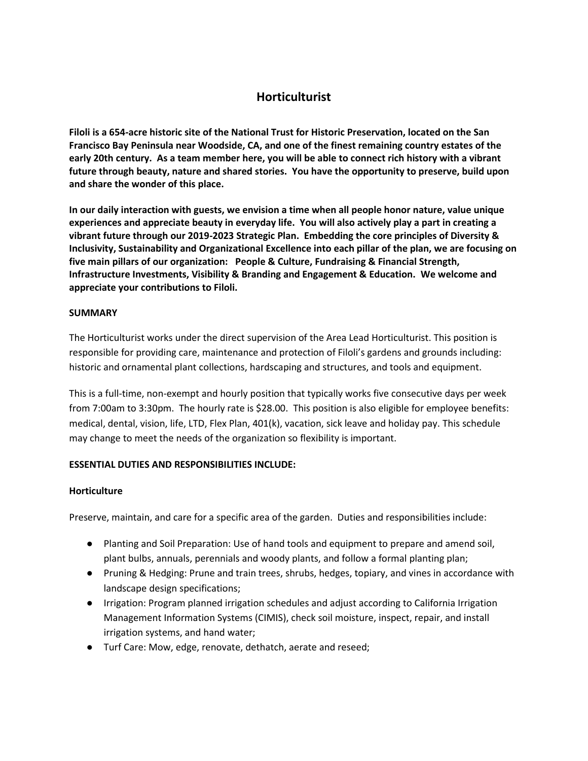# Horticulturist

**Filoli is a 654-acre historic site of the National Trust for Historic Preservation, located on the San Francisco Bay Peninsula near Woodside, CA, and one of the finest remaining country estates of the early 20th century. As a team member here, you will be able to connect rich history with a vibrant future through beauty, nature and shared stories. You have the opportunity to preserve, build upon and share the wonder of this place.**

**In our daily interaction with guests, we envision a time when all people honor nature, value unique experiences and appreciate beauty in everyday life. You will also actively play a part in creating a vibrant future through our 2019-2023 Strategic Plan. Embedding the core principles of Diversity & Inclusivity, Sustainability and Organizational Excellence into each pillar of the plan, we are focusing on five main pillars of our organization: People & Culture, Fundraising & Financial Strength, Infrastructure Investments, Visibility & Branding and Engagement & Education. We welcome and appreciate your contributions to Filoli.**

**SUMMARY**

The Horticulturist works under the direct supervision of the Area Lead Horticulturist. This position is responsible for providing care, maintenance and protection of Filoli's gardens and grounds including: historic and ornamental plant collections, hardscaping and structures, and tools and equipment.

This is a full-time, non-exempt and hourly position that typically works five consecutive days per week from 7:00am to 3:30pm. The hourly rate is $28.00. This position is also eligible for employee benefits: medical, dental, vision, life, LTD, Flex Plan, 401(k), vacation, sick leave and holiday pay. This schedule may change to meet the needs of the organization so flexibility is important.

**ESSENTIAL DUTIES AND RESPONSIBILITIES INCLUDE:**

**Horticulture**

Preserve, maintain, and care for a specific area of the garden. Duties and responsibilities include:

- Planting and Soil Preparation: Use of hand tools and equipment to prepare and amend soil, plant bulbs, annuals, perennials and woody plants, and follow a formal planting plan;
- Pruning & Hedging: Prune and train trees, shrubs, hedges, topiary, and vines in accordance with landscape design specifications;
- Irrigation: Program planned irrigation schedules and adjust according to California Irrigation Management Information Systems (CIMIS), check soil moisture, inspect, repair, and install irrigation systems, and hand water;
- Turf Care: Mow, edge, renovate, dethatch, aerate and reseed;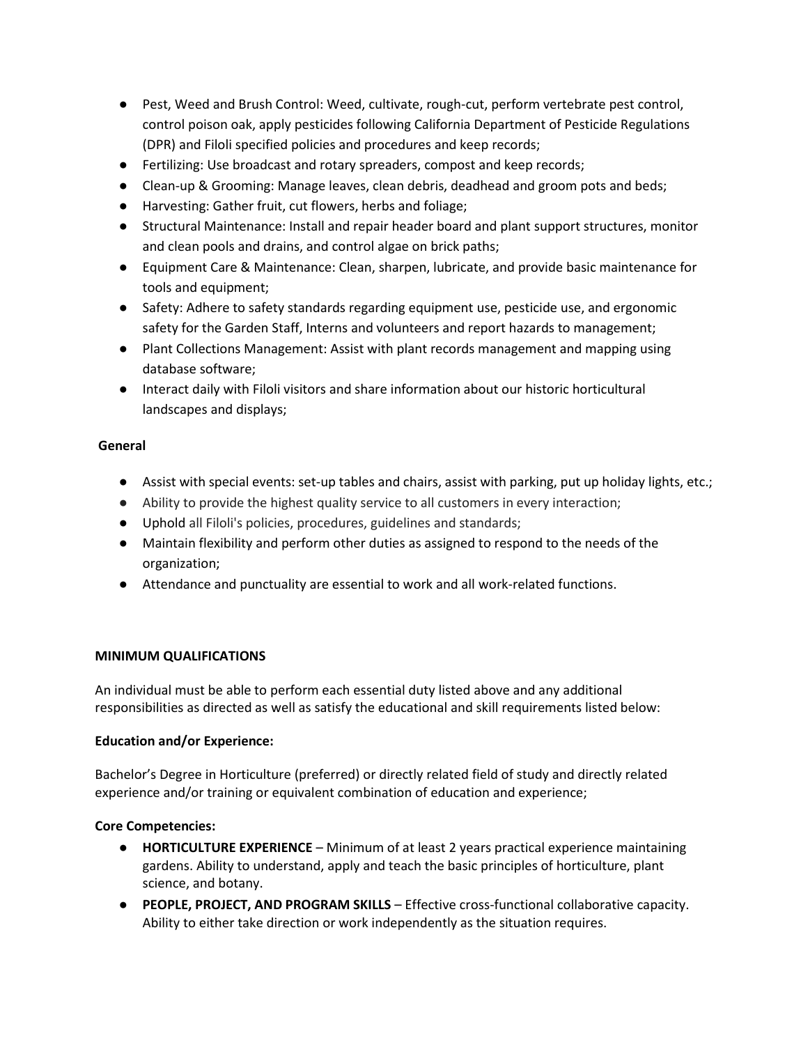- Pest, Weed and Brush Control: Weed, cultivate, rough-cut, perform vertebrate pest control, control poison oak, apply pesticides following California Department of Pesticide Regulations (DPR) and Filoli specified policies and procedures and keep records;
- Fertilizing: Use broadcast and rotary spreaders, compost and keep records;
- Clean-up & Grooming: Manage leaves, clean debris, deadhead and groom pots and beds;
- Harvesting: Gather fruit, cut flowers, herbs and foliage;
- Structural Maintenance: Install and repair header board and plant support structures, monitor and clean pools and drains, and control algae on brick paths;
- Equipment Care & Maintenance: Clean, sharpen, lubricate, and provide basic maintenance for tools and equipment;
- Safety: Adhere to safety standards regarding equipment use, pesticide use, and ergonomic safety for the Garden Staff, Interns and volunteers and report hazards to management;
- Plant Collections Management: Assist with plant records management and mapping using database software;
- Interact daily with Filoli visitors and share information about our historic horticultural landscapes and displays;

**General**

- Assist with special events: set-up tables and chairs, assist with parking, put up holiday lights, etc.;
- Ability to provide the highest quality service to all customers in every interaction;
- Uphold all Filoli's policies, procedures, guidelines and standards;
- Maintain flexibility and perform other duties as assigned to respond to the needs of the organization;
- Attendance and punctuality are essential to work and all work-related functions.

**MINIMUM QUALIFICATIONS**

An individual must be able to perform each essential duty listed above and any additional responsibilities as directed as well as satisfy the educational and skill requirements listed below:

**Education and/or Experience:**

Bachelor's Degree in Horticulture (preferred) or directly related field of study and directly related experience and/or training or equivalent combination of education and experience;

**Core Competencies:**

- **HORTICULTURE EXPERIENCE** – Minimum of at least 2 years practical experience maintaining gardens. Ability to understand, apply and teach the basic principles of horticulture, plant science, and botany.
- **PEOPLE, PROJECT, AND PROGRAM SKILLS** – Effective cross-functional collaborative capacity. Ability to either take direction or work independently as the situation requires.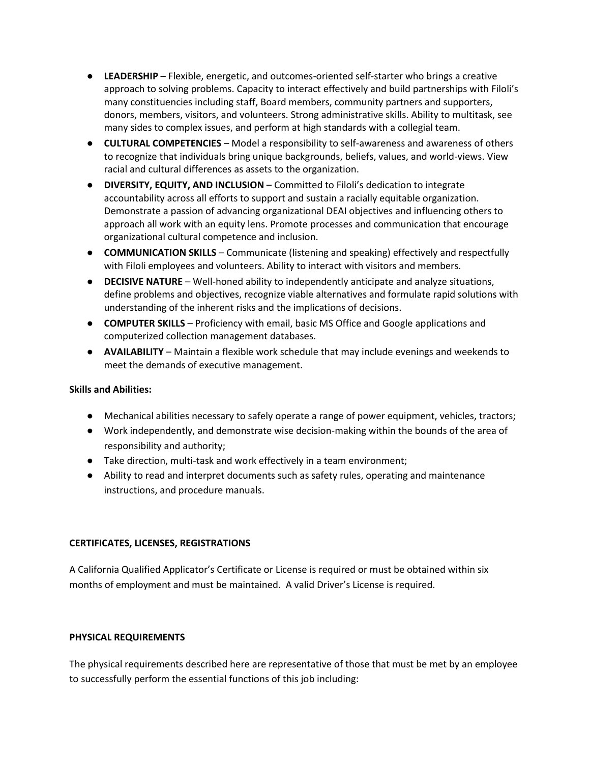- **LEADERSHIP** – Flexible, energetic, and outcomes-oriented self-starter who brings a creative approach to solving problems. Capacity to interact effectively and build partnerships with Filoli's many constituencies including staff, Board members, community partners and supporters, donors, members, visitors, and volunteers. Strong administrative skills. Ability to multitask, see many sides to complex issues, and perform at high standards with a collegial team.
- **CULTURAL COMPETENCIES** – Model a responsibility to self-awareness and awareness of others to recognize that individuals bring unique backgrounds, beliefs, values, and world-views. View racial and cultural differences as assets to the organization.
- **DIVERSITY, EQUITY, AND INCLUSION** – Committed to Filoli's dedication to integrate accountability across all efforts to support and sustain a racially equitable organization. Demonstrate a passion of advancing organizational DEAI objectives and influencing others to approach all work with an equity lens. Promote processes and communication that encourage organizational cultural competence and inclusion.
- **COMMUNICATION SKILLS** – Communicate (listening and speaking) effectively and respectfully with Filoli employees and volunteers. Ability to interact with visitors and members.
- **DECISIVE NATURE** – Well-honed ability to independently anticipate and analyze situations, define problems and objectives, recognize viable alternatives and formulate rapid solutions with understanding of the inherent risks and the implications of decisions.
- **COMPUTER SKILLS** – Proficiency with email, basic MS Office and Google applications and computerized collection management databases.
- **AVAILABILITY** – Maintain a flexible work schedule that may include evenings and weekends to meet the demands of executive management.

**Skills and Abilities:**

- Mechanical abilities necessary to safely operate a range of power equipment, vehicles, tractors;
- Work independently, and demonstrate wise decision-making within the bounds of the area of responsibility and authority;
- Take direction, multi-task and work effectively in a team environment;
- Ability to read and interpret documents such as safety rules, operating and maintenance instructions, and procedure manuals.

**CERTIFICATES, LICENSES, REGISTRATIONS**

A California Qualified Applicator's Certificate or License is required or must be obtained within six months of employment and must be maintained. A valid Driver's License is required.

**PHYSICAL REQUIREMENTS**

The physical requirements described here are representative of those that must be met by an employee to successfully perform the essential functions of this job including: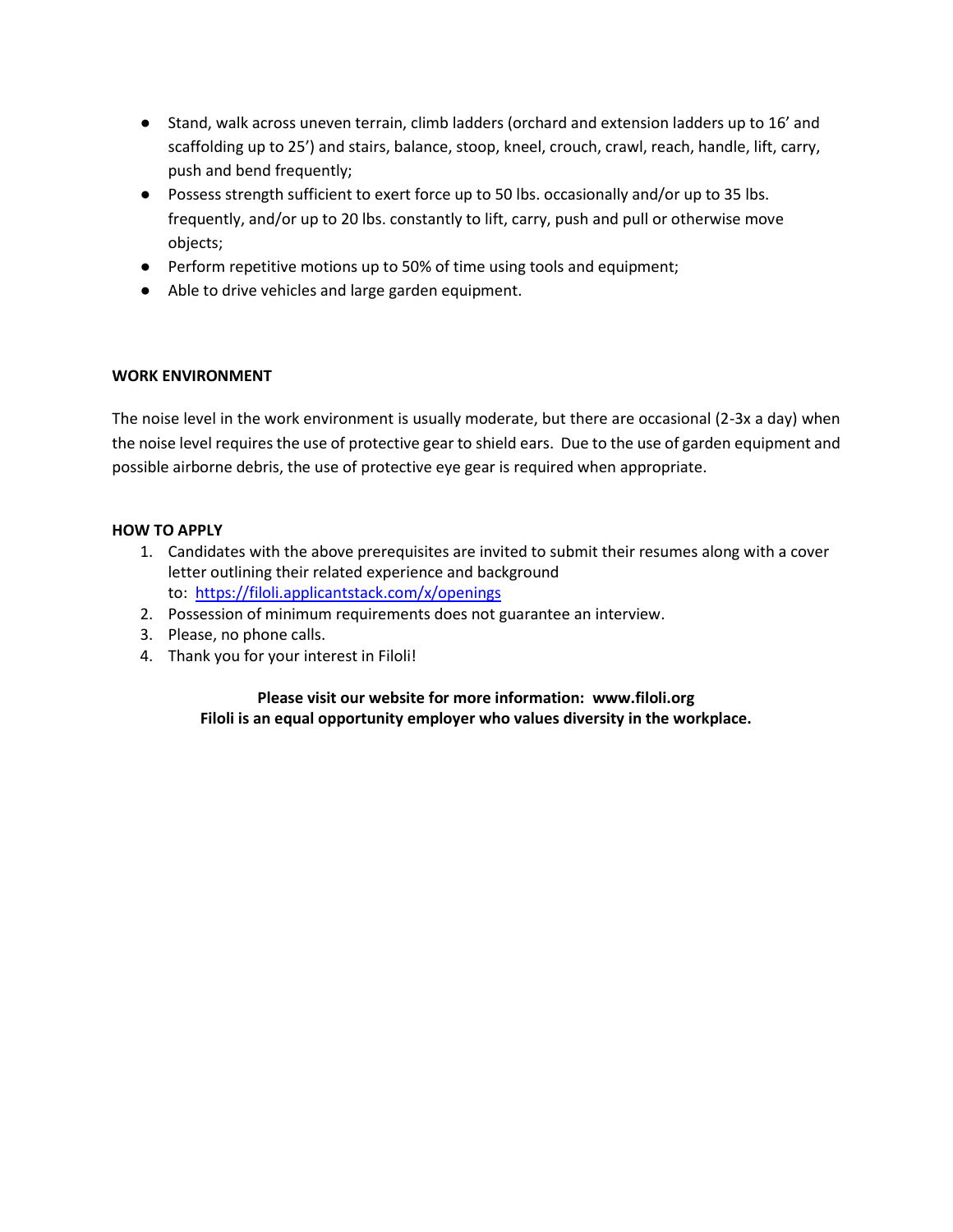- Stand, walk across uneven terrain, climb ladders (orchard and extension ladders up to 16' and scaffolding up to 25') and stairs, balance, stoop, kneel, crouch, crawl, reach, handle, lift, carry, push and bend frequently;
- Possess strength sufficient to exert force up to 50 lbs. occasionally and/or up to 35 lbs. frequently, and/or up to 20 lbs. constantly to lift, carry, push and pull or otherwise move objects;
- Perform repetitive motions up to 50% of time using tools and equipment;
- Able to drive vehicles and large garden equipment.

**WORK ENVIRONMENT**

The noise level in the work environment is usually moderate, but there are occasional (2-3x a day) when the noise level requires the use of protective gear to shield ears. Due to the use of garden equipment and possible airborne debris, the use of protective eye gear is required when appropriate.

**HOW TO APPLY**

1. Candidates with the above prerequisites are invited to submit their resumes along with a cover letter outlining their related experience and background to: [https://filoli.applicantstack.com/x/openings](https://filoli.applicantstack.com/x/openings)
2. Possession of minimum requirements does not guarantee an interview.
3. Please, no phone calls.
4. Thank you for your interest in Filoli!

**Please visit our website for more information: www.filoli.org**
**Filoli is an equal opportunity employer who values diversity in the workplace.**